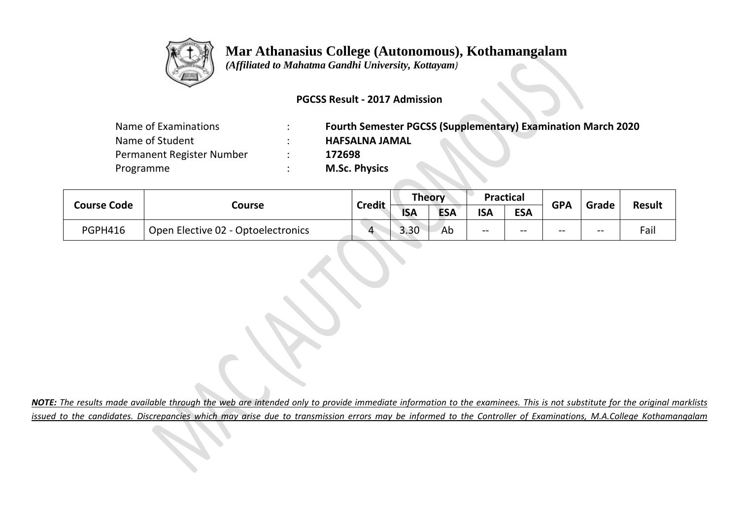# Mar Athanasius College (Autonomous), Kothamangalam

*(Affiliated to Mahatma Gandhi University, Kottayam)*

**PGCSS Result - 2017 Admission**

| | | |
|---|---|---|
| Name of Examinations | : | **Fourth Semester PGCSS (Supplementary) Examination March 2020** |
| Name of Student | : | **HAFSALNA JAMAL** |
| Permanent Register Number | : | **172698** |
| Programme | : | **M.Sc. Physics** |

| Course Code | Course | Credit | Theory | | Practical | | GPA | Grade | Result |
|---|---|---|---|---|---|---|---|---|---|
| | | | ISA | ESA | ISA | ESA | | | |
| PGPH416 | Open Elective 02 - Optoelectronics | 4 | 3.30 | Ab | -- | -- | -- | -- | Fail |

***NOTE:** The results made available through the web are intended only to provide immediate information to the examinees. This is not substitute for the original marklists issued to the candidates. Discrepancies which may arise due to transmission errors may be informed to the Controller of Examinations, M.A.College Kothamangalam*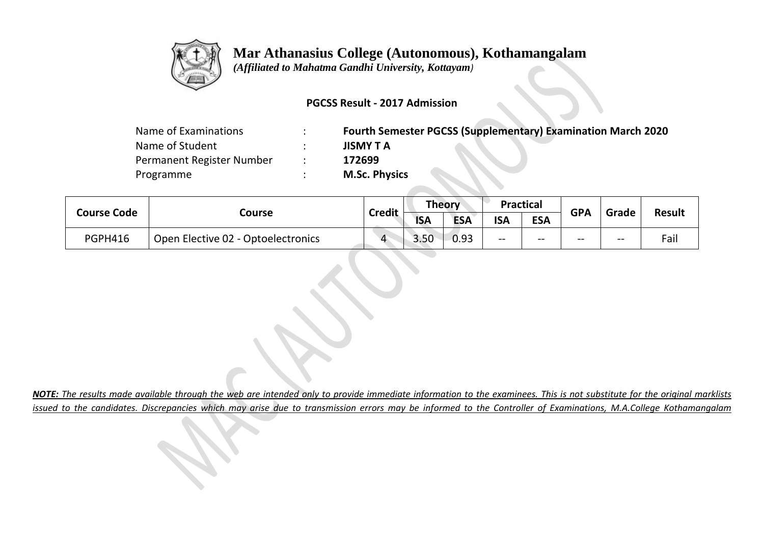# Mar Athanasius College (Autonomous), Kothamangalam

*(Affiliated to Mahatma Gandhi University, Kottayam)*

**PGCSS Result - 2017 Admission**

| | | |
|---|---|---|
| Name of Examinations | : | **Fourth Semester PGCSS (Supplementary) Examination March 2020** |
| Name of Student | : | **JISMY T A** |
| Permanent Register Number | : | **172699** |
| Programme | : | **M.Sc. Physics** |

| Course Code | Course | Credit | Theory | | Practical | | GPA | Grade | Result |
|---|---|---|---|---|---|---|---|---|---|
| | | | ISA | ESA | ISA | ESA | | | |
| PGPH416 | Open Elective 02 - Optoelectronics | 4 | 3.50 | 0.93 | -- | -- | -- | -- | Fail |

***NOTE:** The results made available through the web are intended only to provide immediate information to the examinees. This is not substitute for the original marklists issued to the candidates. Discrepancies which may arise due to transmission errors may be informed to the Controller of Examinations, M.A.College Kothamangalam*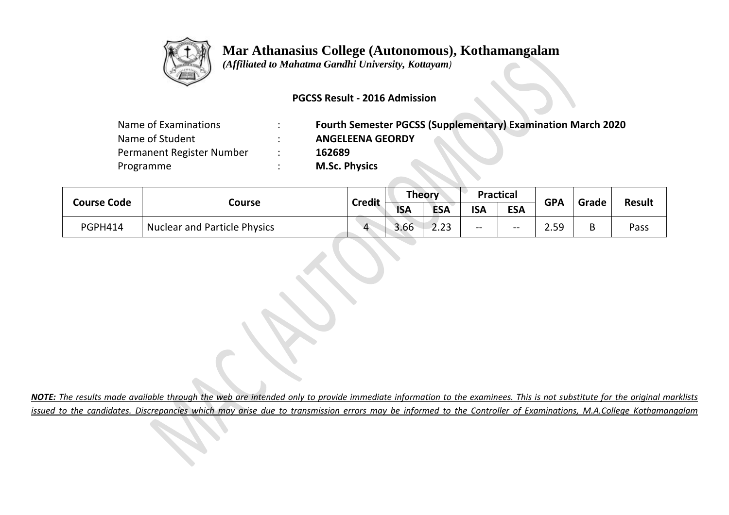# Mar Athanasius College (Autonomous), Kothamangalam

*(Affiliated to Mahatma Gandhi University, Kottayam)*

**PGCSS Result - 2016 Admission**

| | | |
|---|---|---|
| Name of Examinations | : | **Fourth Semester PGCSS (Supplementary) Examination March 2020** |
| Name of Student | : | **ANGELEENA GEORDY** |
| Permanent Register Number | : | **162689** |
| Programme | : | **M.Sc. Physics** |

| Course Code | Course | Credit | Theory | | Practical | | GPA | Grade | Result |
|---|---|---|---|---|---|---|---|---|---|
| | | | ISA | ESA | ISA | ESA | | | |
| PGPH414 | Nuclear and Particle Physics | 4 | 3.66 | 2.23 | -- | -- | 2.59 | B | Pass |

***NOTE:** The results made available through the web are intended only to provide immediate information to the examinees. This is not substitute for the original marklists issued to the candidates. Discrepancies which may arise due to transmission errors may be informed to the Controller of Examinations, M.A.College Kothamangalam*